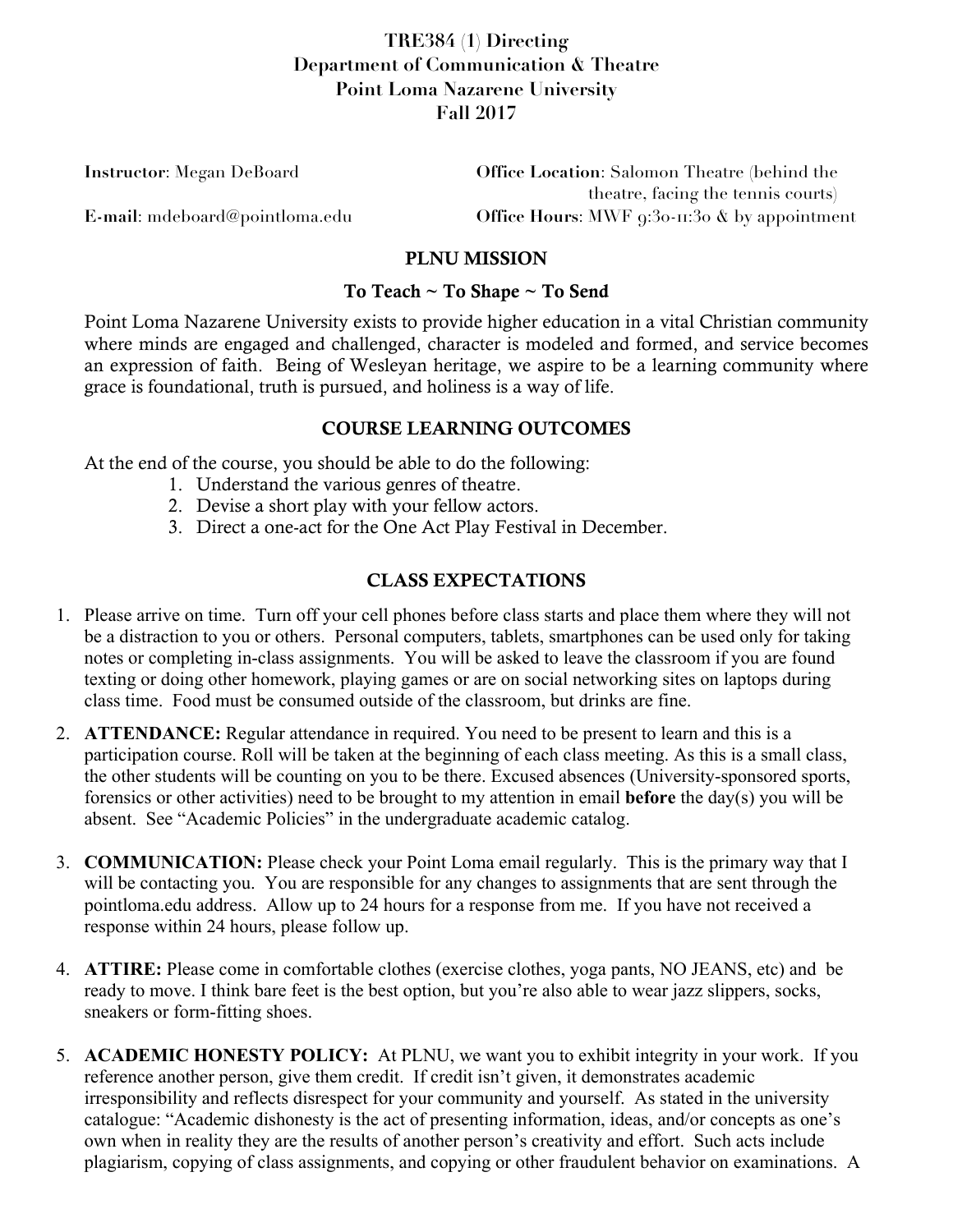# TRE384 (1) Directing
## Department of Communication & Theatre
## Point Loma Nazarene University
## Fall 2017

**Instructor**: Megan DeBoard

**E-mail**: mdeboard@pointloma.edu

**Office Location**: Salomon Theatre (behind the theatre, facing the tennis courts)

**Office Hours**: MWF 9:30-11:30 & by appointment

## PLNU MISSION

### To Teach ~ To Shape ~ To Send

Point Loma Nazarene University exists to provide higher education in a vital Christian community where minds are engaged and challenged, character is modeled and formed, and service becomes an expression of faith. Being of Wesleyan heritage, we aspire to be a learning community where grace is foundational, truth is pursued, and holiness is a way of life.

## COURSE LEARNING OUTCOMES

At the end of the course, you should be able to do the following:

1. Understand the various genres of theatre.
2. Devise a short play with your fellow actors.
3. Direct a one-act for the One Act Play Festival in December.

## CLASS EXPECTATIONS

1. Please arrive on time. Turn off your cell phones before class starts and place them where they will not be a distraction to you or others. Personal computers, tablets, smartphones can be used only for taking notes or completing in-class assignments. You will be asked to leave the classroom if you are found texting or doing other homework, playing games or are on social networking sites on laptops during class time. Food must be consumed outside of the classroom, but drinks are fine.

2. **ATTENDANCE:** Regular attendance in required. You need to be present to learn and this is a participation course. Roll will be taken at the beginning of each class meeting. As this is a small class, the other students will be counting on you to be there. Excused absences (University-sponsored sports, forensics or other activities) need to be brought to my attention in email **before** the day(s) you will be absent. See "Academic Policies" in the undergraduate academic catalog.

3. **COMMUNICATION:** Please check your Point Loma email regularly. This is the primary way that I will be contacting you. You are responsible for any changes to assignments that are sent through the pointloma.edu address. Allow up to 24 hours for a response from me. If you have not received a response within 24 hours, please follow up.

4. **ATTIRE:** Please come in comfortable clothes (exercise clothes, yoga pants, NO JEANS, etc) and be ready to move. I think bare feet is the best option, but you're also able to wear jazz slippers, socks, sneakers or form-fitting shoes.

5. **ACADEMIC HONESTY POLICY:** At PLNU, we want you to exhibit integrity in your work. If you reference another person, give them credit. If credit isn't given, it demonstrates academic irresponsibility and reflects disrespect for your community and yourself. As stated in the university catalogue: "Academic dishonesty is the act of presenting information, ideas, and/or concepts as one's own when in reality they are the results of another person's creativity and effort. Such acts include plagiarism, copying of class assignments, and copying or other fraudulent behavior on examinations. A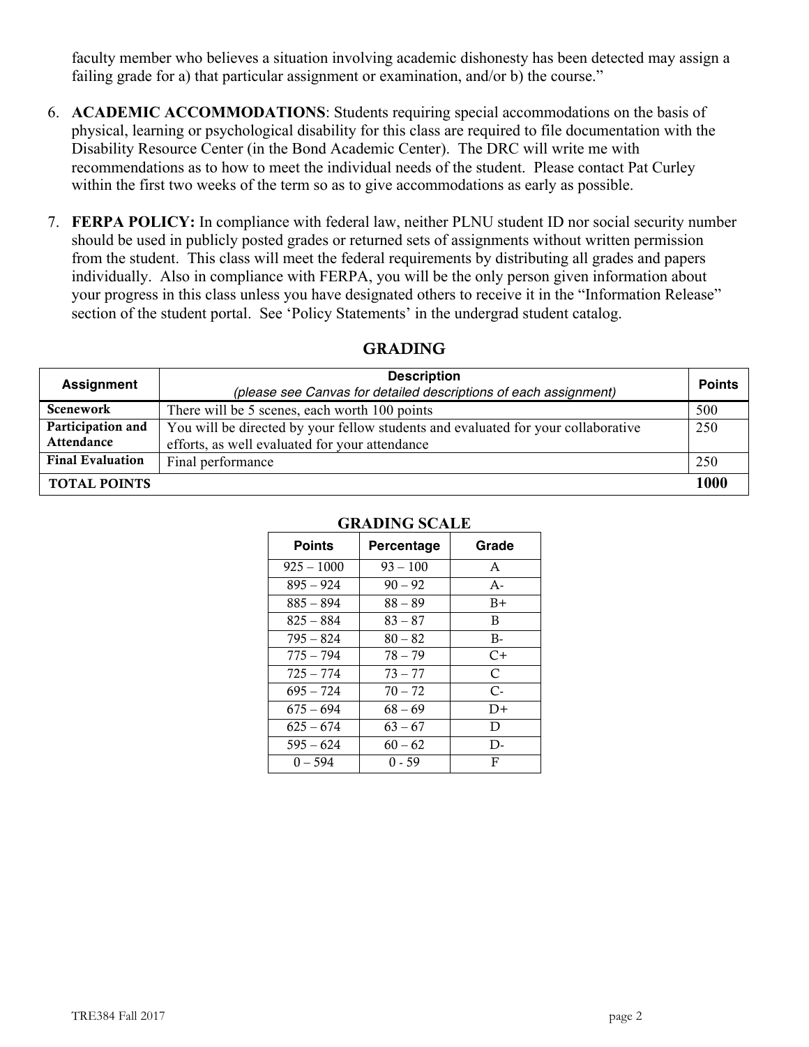faculty member who believes a situation involving academic dishonesty has been detected may assign a failing grade for a) that particular assignment or examination, and/or b) the course."

6. **ACADEMIC ACCOMMODATIONS**: Students requiring special accommodations on the basis of physical, learning or psychological disability for this class are required to file documentation with the Disability Resource Center (in the Bond Academic Center). The DRC will write me with recommendations as to how to meet the individual needs of the student. Please contact Pat Curley within the first two weeks of the term so as to give accommodations as early as possible.

7. **FERPA POLICY:** In compliance with federal law, neither PLNU student ID nor social security number should be used in publicly posted grades or returned sets of assignments without written permission from the student. This class will meet the federal requirements by distributing all grades and papers individually. Also in compliance with FERPA, you will be the only person given information about your progress in this class unless you have designated others to receive it in the "Information Release" section of the student portal. See 'Policy Statements' in the undergrad student catalog.

## GRADING

| Assignment | Description *(please see Canvas for detailed descriptions of each assignment)* | Points |
|---|---|---|
| **Scenework** | There will be 5 scenes, each worth 100 points | 500 |
| **Participation and Attendance** | You will be directed by your fellow students and evaluated for your collaborative efforts, as well evaluated for your attendance | 250 |
| **Final Evaluation** | Final performance | 250 |
| **TOTAL POINTS** | | **1000** |

### GRADING SCALE

| Points | Percentage | Grade |
|---|---|---|
| 925 – 1000 | 93 – 100 | A |
| 895 – 924 | 90 – 92 | A- |
| 885 – 894 | 88 – 89 | B+ |
| 825 – 884 | 83 – 87 | B |
| 795 – 824 | 80 – 82 | B- |
| 775 – 794 | 78 – 79 | C+ |
| 725 – 774 | 73 – 77 | C |
| 695 – 724 | 70 – 72 | C- |
| 675 – 694 | 68 – 69 | D+ |
| 625 – 674 | 63 – 67 | D |
| 595 – 624 | 60 – 62 | D- |
| 0 – 594 | 0 - 59 | F |